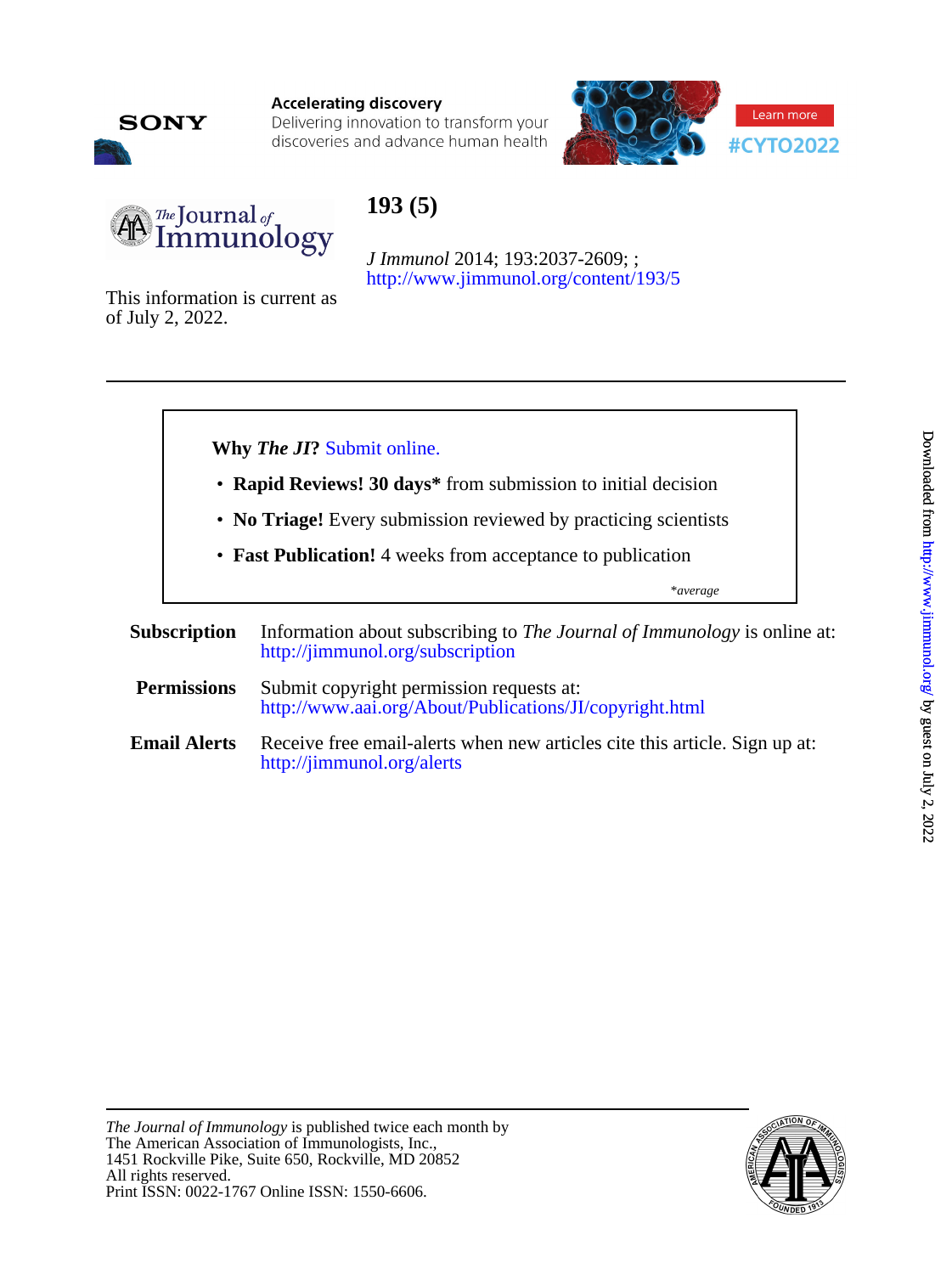Accelerating discovery
Delivering innovation to transform your discoveries and advance human health

Learn more
#CYTO2022

# 193 (5)

*J Immunol* 2014; 193:2037-2609; ;
http://www.jimmunol.org/content/193/5

This information is current as of July 2, 2022.

---

**Why *The JI*?** Submit online.

- **Rapid Reviews! 30 days*** from submission to initial decision
- **No Triage!** Every submission reviewed by practicing scientists
- **Fast Publication!** 4 weeks from acceptance to publication

*\*average*

**Subscription** Information about subscribing to *The Journal of Immunology* is online at: http://jimmunol.org/subscription

**Permissions** Submit copyright permission requests at: http://www.aai.org/About/Publications/JI/copyright.html

**Email Alerts** Receive free email-alerts when new articles cite this article. Sign up at: http://jimmunol.org/alerts

---

*The Journal of Immunology* is published twice each month by
The American Association of Immunologists, Inc.,
1451 Rockville Pike, Suite 650, Rockville, MD 20852
All rights reserved.
Print ISSN: 0022-1767 Online ISSN: 1550-6606.

Downloaded from http://www.jimmunol.org/ by guest on July 2, 2022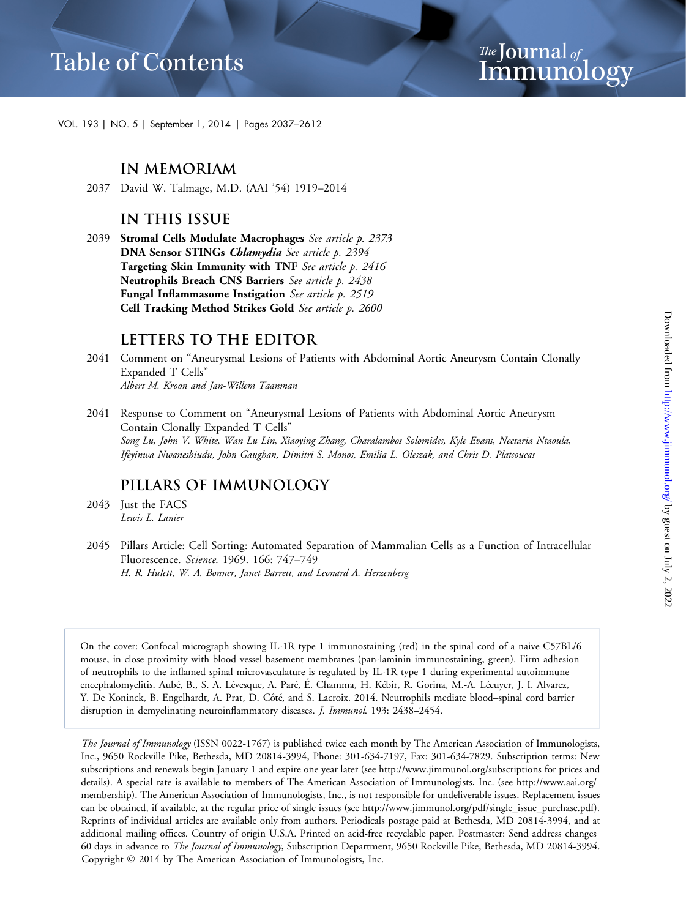# Table of Contents

# IN MEMORIAM

2037 David W. Talmage, M.D. (AAI '54) 1919–2014

# IN THIS ISSUE

2039 **Stromal Cells Modulate Macrophages** *See article p. 2373*
**DNA Sensor STINGs *Chlamydia*** *See article p. 2394*
**Targeting Skin Immunity with TNF** *See article p. 2416*
**Neutrophils Breach CNS Barriers** *See article p. 2438*
**Fungal Inflammasome Instigation** *See article p. 2519*
**Cell Tracking Method Strikes Gold** *See article p. 2600*

# LETTERS TO THE EDITOR

2041 Comment on "Aneurysmal Lesions of Patients with Abdominal Aortic Aneurysm Contain Clonally Expanded T Cells"
*Albert M. Kroon and Jan-Willem Taanman*

2041 Response to Comment on "Aneurysmal Lesions of Patients with Abdominal Aortic Aneurysm Contain Clonally Expanded T Cells"
*Song Lu, John V. White, Wan Lu Lin, Xiaoying Zhang, Charalambos Solomides, Kyle Evans, Nectaria Ntaoula, Ifeyinwa Nwaneshiudu, John Gaughan, Dimitri S. Monos, Emilia L. Oleszak, and Chris D. Platsoucas*

# PILLARS OF IMMUNOLOGY

2043 Just the FACS
*Lewis L. Lanier*

2045 Pillars Article: Cell Sorting: Automated Separation of Mammalian Cells as a Function of Intracellular Fluorescence. *Science*. 1969. 166: 747–749
*H. R. Hulett, W. A. Bonner, Janet Barrett, and Leonard A. Herzenberg*

On the cover: Confocal micrograph showing IL-1R type 1 immunostaining (red) in the spinal cord of a naive C57BL/6 mouse, in close proximity with blood vessel basement membranes (pan-laminin immunostaining, green). Firm adhesion of neutrophils to the inflamed spinal microvasculature is regulated by IL-1R type 1 during experimental autoimmune encephalomyelitis. Aubé, B., S. A. Lévesque, A. Paré, É. Chamma, H. Kébir, R. Gorina, M.-A. Lécuyer, J. I. Alvarez, Y. De Koninck, B. Engelhardt, A. Prat, D. Côté, and S. Lacroix. 2014. Neutrophils mediate blood–spinal cord barrier disruption in demyelinating neuroinflammatory diseases. *J. Immunol*. 193: 2438–2454.

*The Journal of Immunology* (ISSN 0022-1767) is published twice each month by The American Association of Immunologists, Inc., 9650 Rockville Pike, Bethesda, MD 20814-3994, Phone: 301-634-7197, Fax: 301-634-7829. Subscription terms: New subscriptions and renewals begin January 1 and expire one year later (see http://www.jimmunol.org/subscriptions for prices and details). A special rate is available to members of The American Association of Immunologists, Inc. (see http://www.aai.org/membership). The American Association of Immunologists, Inc., is not responsible for undeliverable issues. Replacement issues can be obtained, if available, at the regular price of single issues (see http://www.jimmunol.org/pdf/single_issue_purchase.pdf). Reprints of individual articles are available only from authors. Periodicals postage paid at Bethesda, MD 20814-3994, and at additional mailing offices. Country of origin U.S.A. Printed on acid-free recyclable paper. Postmaster: Send address changes 60 days in advance to *The Journal of Immunology*, Subscription Department, 9650 Rockville Pike, Bethesda, MD 20814-3994. Copyright © 2014 by The American Association of Immunologists, Inc.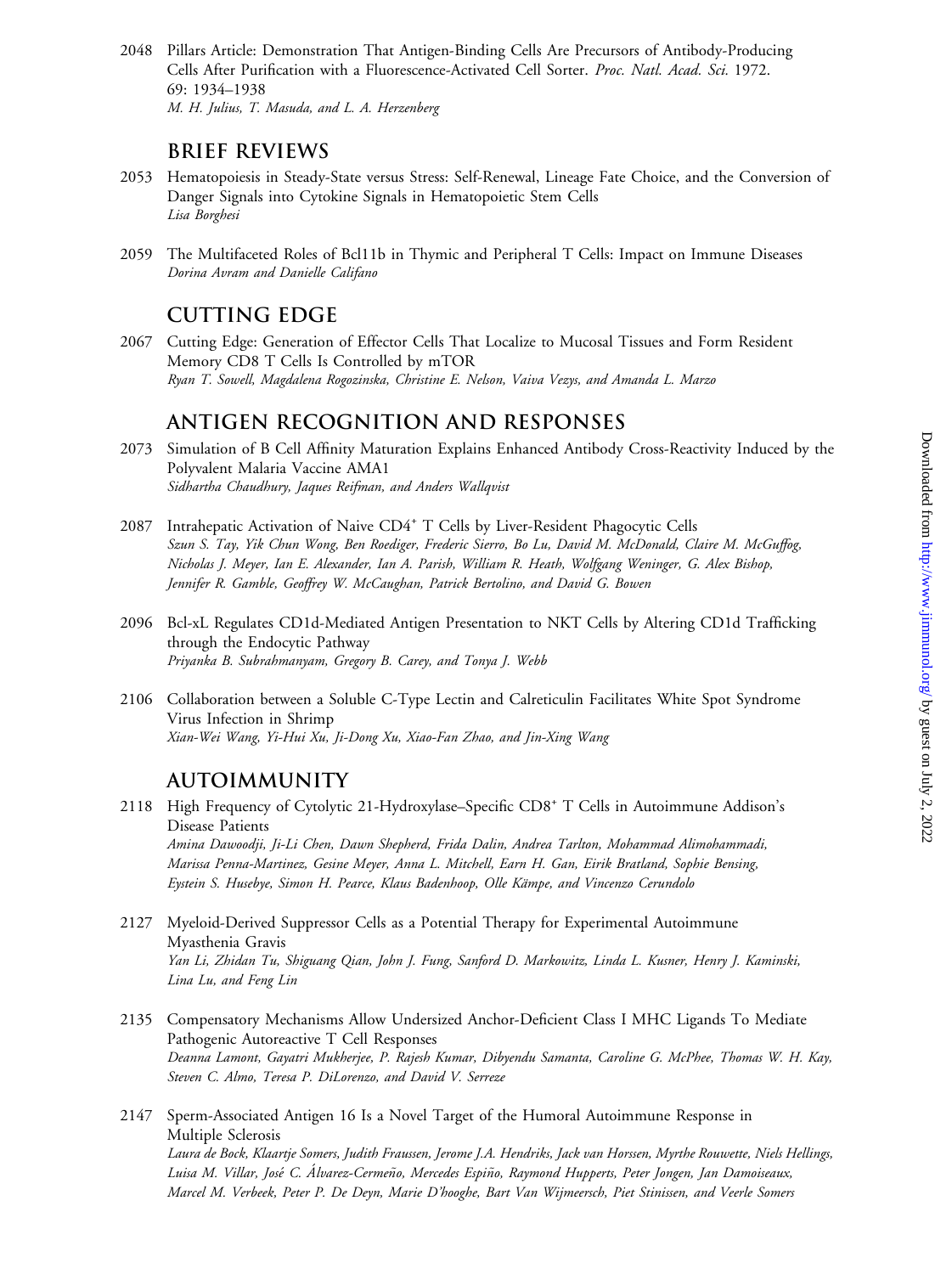2048 Pillars Article: Demonstration That Antigen-Binding Cells Are Precursors of Antibody-Producing Cells After Purification with a Fluorescence-Activated Cell Sorter. *Proc. Natl. Acad. Sci.* 1972. 69: 1934–1938
*M. H. Julius, T. Masuda, and L. A. Herzenberg*

## BRIEF REVIEWS

2053 Hematopoiesis in Steady-State versus Stress: Self-Renewal, Lineage Fate Choice, and the Conversion of Danger Signals into Cytokine Signals in Hematopoietic Stem Cells
*Lisa Borghesi*

2059 The Multifaceted Roles of Bcl11b in Thymic and Peripheral T Cells: Impact on Immune Diseases
*Dorina Avram and Danielle Califano*

## CUTTING EDGE

2067 Cutting Edge: Generation of Effector Cells That Localize to Mucosal Tissues and Form Resident Memory CD8 T Cells Is Controlled by mTOR
*Ryan T. Sowell, Magdalena Rogozinska, Christine E. Nelson, Vaiva Vezys, and Amanda L. Marzo*

## ANTIGEN RECOGNITION AND RESPONSES

2073 Simulation of B Cell Affinity Maturation Explains Enhanced Antibody Cross-Reactivity Induced by the Polyvalent Malaria Vaccine AMA1
*Sidhartha Chaudhury, Jaques Reifman, and Anders Wallqvist*

2087 Intrahepatic Activation of Naive CD4+ T Cells by Liver-Resident Phagocytic Cells
*Szun S. Tay, Yik Chun Wong, Ben Roediger, Frederic Sierro, Bo Lu, David M. McDonald, Claire M. McGuffog, Nicholas J. Meyer, Ian E. Alexander, Ian A. Parish, William R. Heath, Wolfgang Weninger, G. Alex Bishop, Jennifer R. Gamble, Geoffrey W. McCaughan, Patrick Bertolino, and David G. Bowen*

2096 Bcl-xL Regulates CD1d-Mediated Antigen Presentation to NKT Cells by Altering CD1d Trafficking through the Endocytic Pathway
*Priyanka B. Subrahmanyam, Gregory B. Carey, and Tonya J. Webb*

2106 Collaboration between a Soluble C-Type Lectin and Calreticulin Facilitates White Spot Syndrome Virus Infection in Shrimp
*Xian-Wei Wang, Yi-Hui Xu, Ji-Dong Xu, Xiao-Fan Zhao, and Jin-Xing Wang*

## AUTOIMMUNITY

2118 High Frequency of Cytolytic 21-Hydroxylase–Specific CD8+ T Cells in Autoimmune Addison's Disease Patients
*Amina Dawoodji, Ji-Li Chen, Dawn Shepherd, Frida Dalin, Andrea Tarlton, Mohammad Alimohammadi, Marissa Penna-Martinez, Gesine Meyer, Anna L. Mitchell, Earn H. Gan, Eirik Bratland, Sophie Bensing, Eystein S. Husebye, Simon H. Pearce, Klaus Badenhoop, Olle Kämpe, and Vincenzo Cerundolo*

2127 Myeloid-Derived Suppressor Cells as a Potential Therapy for Experimental Autoimmune Myasthenia Gravis
*Yan Li, Zhidan Tu, Shiguang Qian, John J. Fung, Sanford D. Markowitz, Linda L. Kusner, Henry J. Kaminski, Lina Lu, and Feng Lin*

2135 Compensatory Mechanisms Allow Undersized Anchor-Deficient Class I MHC Ligands To Mediate Pathogenic Autoreactive T Cell Responses
*Deanna Lamont, Gayatri Mukherjee, P. Rajesh Kumar, Dibyendu Samanta, Caroline G. McPhee, Thomas W. H. Kay, Steven C. Almo, Teresa P. DiLorenzo, and David V. Serreze*

2147 Sperm-Associated Antigen 16 Is a Novel Target of the Humoral Autoimmune Response in Multiple Sclerosis
*Laura de Bock, Klaartje Somers, Judith Fraussen, Jerome J.A. Hendriks, Jack van Horssen, Myrthe Rouwette, Niels Hellings, Luisa M. Villar, José C. Álvarez-Cermeño, Mercedes Espiño, Raymond Hupperts, Peter Jongen, Jan Damoiseaux, Marcel M. Verbeek, Peter P. De Deyn, Marie D'hooghe, Bart Van Wijmeersch, Piet Stinissen, and Veerle Somers*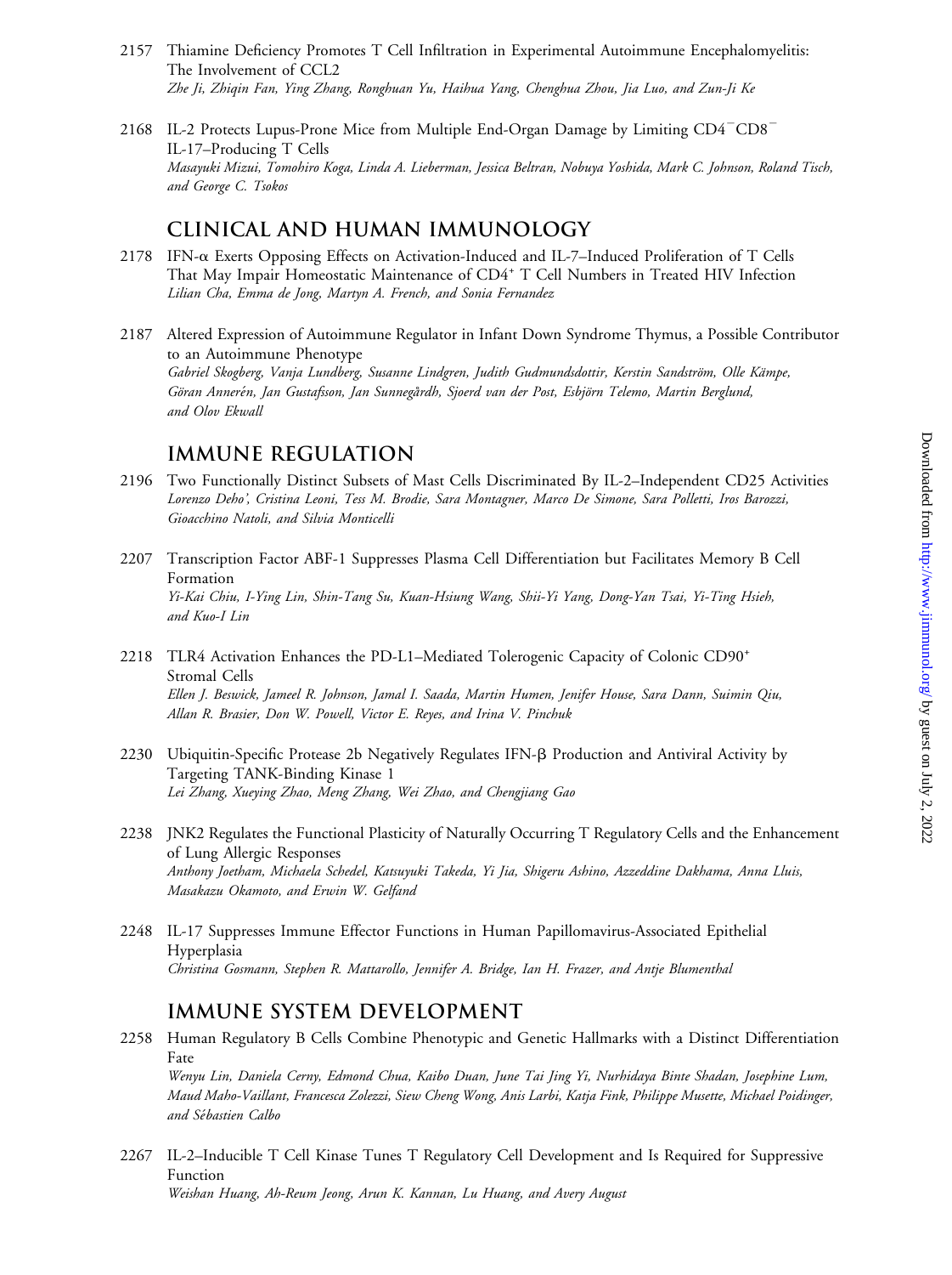2157 Thiamine Deficiency Promotes T Cell Infiltration in Experimental Autoimmune Encephalomyelitis: The Involvement of CCL2
*Zhe Ji, Zhiqin Fan, Ying Zhang, Ronghuan Yu, Haihua Yang, Chenghua Zhou, Jia Luo, and Zun-Ji Ke*

2168 IL-2 Protects Lupus-Prone Mice from Multiple End-Organ Damage by Limiting $CD4^{-}CD8^{-}$ IL-17–Producing T Cells
*Masayuki Mizui, Tomohiro Koga, Linda A. Lieberman, Jessica Beltran, Nobuya Yoshida, Mark C. Johnson, Roland Tisch, and George C. Tsokos*

## CLINICAL AND HUMAN IMMUNOLOGY

2178 IFN-α Exerts Opposing Effects on Activation-Induced and IL-7–Induced Proliferation of T Cells That May Impair Homeostatic Maintenance of $CD4^{+}$ T Cell Numbers in Treated HIV Infection
*Lilian Cha, Emma de Jong, Martyn A. French, and Sonia Fernandez*

2187 Altered Expression of Autoimmune Regulator in Infant Down Syndrome Thymus, a Possible Contributor to an Autoimmune Phenotype
*Gabriel Skogberg, Vanja Lundberg, Susanne Lindgren, Judith Gudmundsdottir, Kerstin Sandström, Olle Kämpe, Göran Annerén, Jan Gustafsson, Jan Sunnegårdh, Sjoerd van der Post, Esbjörn Telemo, Martin Berglund, and Olov Ekwall*

## IMMUNE REGULATION

2196 Two Functionally Distinct Subsets of Mast Cells Discriminated By IL-2–Independent CD25 Activities
*Lorenzo Deho', Cristina Leoni, Tess M. Brodie, Sara Montagner, Marco De Simone, Sara Polletti, Iros Barozzi, Gioacchino Natoli, and Silvia Monticelli*

2207 Transcription Factor ABF-1 Suppresses Plasma Cell Differentiation but Facilitates Memory B Cell Formation
*Yi-Kai Chiu, I-Ying Lin, Shin-Tang Su, Kuan-Hsiung Wang, Shii-Yi Yang, Dong-Yan Tsai, Yi-Ting Hsieh, and Kuo-I Lin*

2218 TLR4 Activation Enhances the PD-L1–Mediated Tolerogenic Capacity of Colonic $CD90^{+}$ Stromal Cells
*Ellen J. Beswick, Jameel R. Johnson, Jamal I. Saada, Martin Humen, Jenifer House, Sara Dann, Suimin Qiu, Allan R. Brasier, Don W. Powell, Victor E. Reyes, and Irina V. Pinchuk*

2230 Ubiquitin-Specific Protease 2b Negatively Regulates IFN-β Production and Antiviral Activity by Targeting TANK-Binding Kinase 1
*Lei Zhang, Xueying Zhao, Meng Zhang, Wei Zhao, and Chengjiang Gao*

2238 JNK2 Regulates the Functional Plasticity of Naturally Occurring T Regulatory Cells and the Enhancement of Lung Allergic Responses
*Anthony Joetham, Michaela Schedel, Katsuyuki Takeda, Yi Jia, Shigeru Ashino, Azzeddine Dakhama, Anna Lluis, Masakazu Okamoto, and Erwin W. Gelfand*

2248 IL-17 Suppresses Immune Effector Functions in Human Papillomavirus-Associated Epithelial Hyperplasia
*Christina Gosmann, Stephen R. Mattarollo, Jennifer A. Bridge, Ian H. Frazer, and Antje Blumenthal*

## IMMUNE SYSTEM DEVELOPMENT

2258 Human Regulatory B Cells Combine Phenotypic and Genetic Hallmarks with a Distinct Differentiation Fate
*Wenyu Lin, Daniela Cerny, Edmond Chua, Kaibo Duan, June Tai Jing Yi, Nurhidaya Binte Shadan, Josephine Lum, Maud Maho-Vaillant, Francesca Zolezzi, Siew Cheng Wong, Anis Larbi, Katja Fink, Philippe Musette, Michael Poidinger, and Sébastien Calbo*

2267 IL-2–Inducible T Cell Kinase Tunes T Regulatory Cell Development and Is Required for Suppressive Function
*Weishan Huang, Ah-Reum Jeong, Arun K. Kannan, Lu Huang, and Avery August*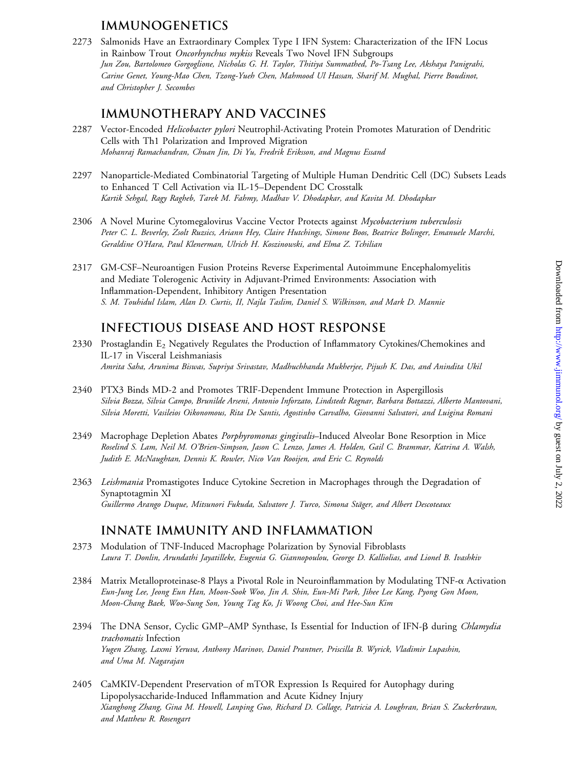## IMMUNOGENETICS

2273 Salmonids Have an Extraordinary Complex Type I IFN System: Characterization of the IFN Locus in Rainbow Trout *Oncorhynchus mykiss* Reveals Two Novel IFN Subgroups
*Jun Zou, Bartolomeo Gorgoglione, Nicholas G. H. Taylor, Thitiya Summathed, Po-Tsang Lee, Akshaya Panigrahi, Carine Genet, Young-Mao Chen, Tzong-Yueh Chen, Mahmood Ul Hassan, Sharif M. Mughal, Pierre Boudinot, and Christopher J. Secombes*

## IMMUNOTHERAPY AND VACCINES

2287 Vector-Encoded *Helicobacter pylori* Neutrophil-Activating Protein Promotes Maturation of Dendritic Cells with Th1 Polarization and Improved Migration
*Mohanraj Ramachandran, Chuan Jin, Di Yu, Fredrik Eriksson, and Magnus Essand*

2297 Nanoparticle-Mediated Combinatorial Targeting of Multiple Human Dendritic Cell (DC) Subsets Leads to Enhanced T Cell Activation via IL-15–Dependent DC Crosstalk
*Kartik Sehgal, Ragy Ragheb, Tarek M. Fahmy, Madhav V. Dhodapkar, and Kavita M. Dhodapkar*

2306 A Novel Murine Cytomegalovirus Vaccine Vector Protects against *Mycobacterium tuberculosis*
*Peter C. L. Beverley, Zsolt Ruzsics, Ariann Hey, Claire Hutchings, Simone Boos, Beatrice Bolinger, Emanuele Marchi, Geraldine O'Hara, Paul Klenerman, Ulrich H. Koszinowski, and Elma Z. Tchilian*

2317 GM-CSF–Neuroantigen Fusion Proteins Reverse Experimental Autoimmune Encephalomyelitis and Mediate Tolerogenic Activity in Adjuvant-Primed Environments: Association with Inflammation-Dependent, Inhibitory Antigen Presentation
*S. M. Touhidul Islam, Alan D. Curtis, II, Najla Taslim, Daniel S. Wilkinson, and Mark D. Mannie*

## INFECTIOUS DISEASE AND HOST RESPONSE

2330 Prostaglandin $E_2$ Negatively Regulates the Production of Inflammatory Cytokines/Chemokines and IL-17 in Visceral Leishmaniasis
*Amrita Saha, Arunima Biswas, Supriya Srivastav, Madhuchhanda Mukherjee, Pijush K. Das, and Anindita Ukil*

2340 PTX3 Binds MD-2 and Promotes TRIF-Dependent Immune Protection in Aspergillosis
*Silvia Bozza, Silvia Campo, Brunilde Arseni, Antonio Inforzato, Lindstedt Ragnar, Barbara Bottazzi, Alberto Mantovani, Silvia Moretti, Vasileios Oikonomous, Rita De Santis, Agostinho Carvalho, Giovanni Salvatori, and Luigina Romani*

2349 Macrophage Depletion Abates *Porphyromonas gingivalis*–Induced Alveolar Bone Resorption in Mice
*Roselind S. Lam, Neil M. O'Brien-Simpson, Jason C. Lenzo, James A. Holden, Gail C. Brammar, Katrina A. Walsh, Judith E. McNaughtan, Dennis K. Rowler, Nico Van Rooijen, and Eric C. Reynolds*

2363 *Leishmania* Promastigotes Induce Cytokine Secretion in Macrophages through the Degradation of Synaptotagmin XI
*Guillermo Arango Duque, Mitsunori Fukuda, Salvatore J. Turco, Simona Stäger, and Albert Descoteaux*

## INNATE IMMUNITY AND INFLAMMATION

2373 Modulation of TNF-Induced Macrophage Polarization by Synovial Fibroblasts
*Laura T. Donlin, Arundathi Jayatilleke, Eugenia G. Giannopoulou, George D. Kalliolias, and Lionel B. Ivashkiv*

2384 Matrix Metalloproteinase-8 Plays a Pivotal Role in Neuroinflammation by Modulating TNF-α Activation
*Eun-Jung Lee, Jeong Eun Han, Moon-Sook Woo, Jin A. Shin, Eun-Mi Park, Jihee Lee Kang, Pyong Gon Moon, Moon-Chang Baek, Woo-Sung Son, Young Tag Ko, Ji Woong Choi, and Hee-Sun Kim*

2394 The DNA Sensor, Cyclic GMP–AMP Synthase, Is Essential for Induction of IFN-β during *Chlamydia trachomatis* Infection
*Yugen Zhang, Laxmi Yeruva, Anthony Marinov, Daniel Prantner, Priscilla B. Wyrick, Vladimir Lupashin, and Uma M. Nagarajan*

2405 CaMKIV-Dependent Preservation of mTOR Expression Is Required for Autophagy during Lipopolysaccharide-Induced Inflammation and Acute Kidney Injury
*Xianghong Zhang, Gina M. Howell, Lanping Guo, Richard D. Collage, Patricia A. Loughran, Brian S. Zuckerbraun, and Matthew R. Rosengart*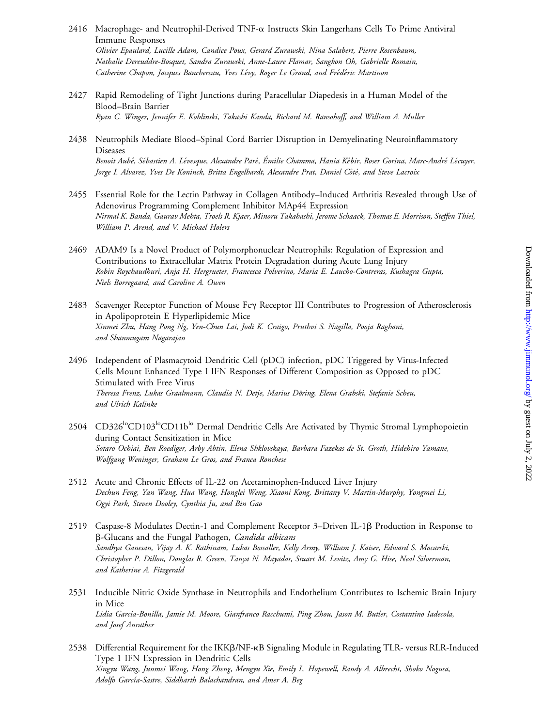2416 Macrophage- and Neutrophil-Derived TNF-α Instructs Skin Langerhans Cells To Prime Antiviral Immune Responses
*Olivier Epaulard, Lucille Adam, Candice Poux, Gerard Zurawski, Nina Salabert, Pierre Rosenbaum, Nathalie Dereuddre-Bosquet, Sandra Zurawski, Anne-Laure Flamar, Sangkon Oh, Gabrielle Romain, Catherine Chapon, Jacques Banchereau, Yves Lévy, Roger Le Grand, and Frédéric Martinon*

2427 Rapid Remodeling of Tight Junctions during Paracellular Diapedesis in a Human Model of the Blood–Brain Barrier
*Ryan C. Winger, Jennifer E. Koblinski, Takashi Kanda, Richard M. Ransohoff, and William A. Muller*

2438 Neutrophils Mediate Blood–Spinal Cord Barrier Disruption in Demyelinating Neuroinflammatory Diseases
*Benoit Aubé, Sébastien A. Lévesque, Alexandre Paré, Émilie Chamma, Hania Kébir, Roser Gorina, Marc-André Lécuyer, Jorge I. Alvarez, Yves De Koninck, Britta Engelhardt, Alexandre Prat, Daniel Côté, and Steve Lacroix*

2455 Essential Role for the Lectin Pathway in Collagen Antibody–Induced Arthritis Revealed through Use of Adenovirus Programming Complement Inhibitor MAp44 Expression
*Nirmal K. Banda, Gaurav Mehta, Troels R. Kjaer, Minoru Takahashi, Jerome Schaack, Thomas E. Morrison, Steffen Thiel, William P. Arend, and V. Michael Holers*

2469 ADAM9 Is a Novel Product of Polymorphonuclear Neutrophils: Regulation of Expression and Contributions to Extracellular Matrix Protein Degradation during Acute Lung Injury
*Robin Roychaudhuri, Anja H. Hergrueter, Francesca Polverino, Maria E. Laucho-Contreras, Kushagra Gupta, Niels Borregaard, and Caroline A. Owen*

2483 Scavenger Receptor Function of Mouse Fcγ Receptor III Contributes to Progression of Atherosclerosis in Apolipoprotein E Hyperlipidemic Mice
*Xinmei Zhu, Hang Pong Ng, Yen-Chun Lai, Jodi K. Craigo, Pruthvi S. Nagilla, Pooja Raghani, and Shanmugam Nagarajan*

2496 Independent of Plasmacytoid Dendritic Cell (pDC) infection, pDC Triggered by Virus-Infected Cells Mount Enhanced Type I IFN Responses of Different Composition as Opposed to pDC Stimulated with Free Virus
*Theresa Frenz, Lukas Graalmann, Claudia N. Detje, Marius Döring, Elena Grabski, Stefanie Scheu, and Ulrich Kalinke*

2504 CD326$^{lo}$CD103$^{lo}$CD11b$^{lo}$ Dermal Dendritic Cells Are Activated by Thymic Stromal Lymphopoietin during Contact Sensitization in Mice
*Sotaro Ochiai, Ben Roediger, Arby Abtin, Elena Shklovskaya, Barbara Fazekas de St. Groth, Hidehiro Yamane, Wolfgang Weninger, Graham Le Gros, and Franca Ronchese*

2512 Acute and Chronic Effects of IL-22 on Acetaminophen-Induced Liver Injury
*Dechun Feng, Yan Wang, Hua Wang, Honglei Weng, Xiaoni Kong, Brittany V. Martin-Murphy, Yongmei Li, Ogyi Park, Steven Dooley, Cynthia Ju, and Bin Gao*

2519 Caspase-8 Modulates Dectin-1 and Complement Receptor 3–Driven IL-1β Production in Response to β-Glucans and the Fungal Pathogen, *Candida albicans*
*Sandhya Ganesan, Vijay A. K. Rathinam, Lukas Bossaller, Kelly Army, William J. Kaiser, Edward S. Mocarski, Christopher P. Dillon, Douglas R. Green, Tanya N. Mayadas, Stuart M. Levitz, Amy G. Hise, Neal Silverman, and Katherine A. Fitzgerald*

2531 Inducible Nitric Oxide Synthase in Neutrophils and Endothelium Contributes to Ischemic Brain Injury in Mice
*Lidia Garcia-Bonilla, Jamie M. Moore, Gianfranco Racchumi, Ping Zhou, Jason M. Butler, Costantino Iadecola, and Josef Anrather*

2538 Differential Requirement for the IKKβ/NF-κB Signaling Module in Regulating TLR- versus RLR-Induced Type 1 IFN Expression in Dendritic Cells
*Xingyu Wang, Junmei Wang, Hong Zheng, Mengyu Xie, Emily L. Hopewell, Randy A. Albrecht, Shoko Nogusa, Adolfo García-Sastre, Siddharth Balachandran, and Amer A. Beg*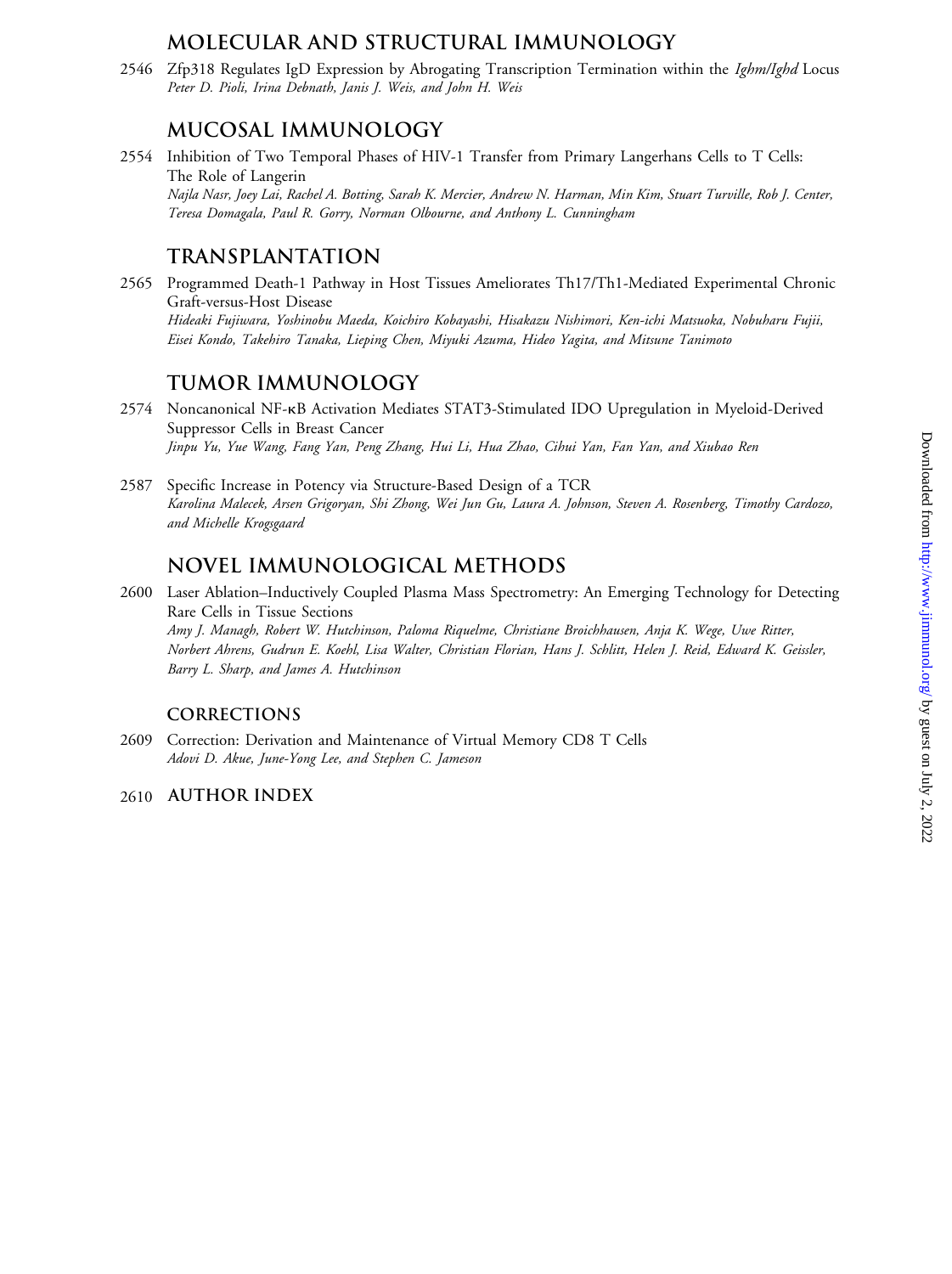## MOLECULAR AND STRUCTURAL IMMUNOLOGY

2546 Zfp318 Regulates IgD Expression by Abrogating Transcription Termination within the *Ighm/Ighd* Locus
*Peter D. Pioli, Irina Debnath, Janis J. Weis, and John H. Weis*

## MUCOSAL IMMUNOLOGY

2554 Inhibition of Two Temporal Phases of HIV-1 Transfer from Primary Langerhans Cells to T Cells: The Role of Langerin
*Najla Nasr, Joey Lai, Rachel A. Botting, Sarah K. Mercier, Andrew N. Harman, Min Kim, Stuart Turville, Rob J. Center, Teresa Domagala, Paul R. Gorry, Norman Olbourne, and Anthony L. Cunningham*

## TRANSPLANTATION

2565 Programmed Death-1 Pathway in Host Tissues Ameliorates Th17/Th1-Mediated Experimental Chronic Graft-versus-Host Disease
*Hideaki Fujiwara, Yoshinobu Maeda, Koichiro Kobayashi, Hisakazu Nishimori, Ken-ichi Matsuoka, Nobuharu Fujii, Eisei Kondo, Takehiro Tanaka, Lieping Chen, Miyuki Azuma, Hideo Yagita, and Mitsune Tanimoto*

## TUMOR IMMUNOLOGY

2574 Noncanonical NF-κB Activation Mediates STAT3-Stimulated IDO Upregulation in Myeloid-Derived Suppressor Cells in Breast Cancer
*Jinpu Yu, Yue Wang, Fang Yan, Peng Zhang, Hui Li, Hua Zhao, Cihui Yan, Fan Yan, and Xiubao Ren*

2587 Specific Increase in Potency via Structure-Based Design of a TCR
*Karolina Malecek, Arsen Grigoryan, Shi Zhong, Wei Jun Gu, Laura A. Johnson, Steven A. Rosenberg, Timothy Cardozo, and Michelle Krogsgaard*

## NOVEL IMMUNOLOGICAL METHODS

2600 Laser Ablation–Inductively Coupled Plasma Mass Spectrometry: An Emerging Technology for Detecting Rare Cells in Tissue Sections
*Amy J. Managh, Robert W. Hutchinson, Paloma Riquelme, Christiane Broichhausen, Anja K. Wege, Uwe Ritter, Norbert Ahrens, Gudrun E. Koehl, Lisa Walter, Christian Florian, Hans J. Schlitt, Helen J. Reid, Edward K. Geissler, Barry L. Sharp, and James A. Hutchinson*

### CORRECTIONS

2609 Correction: Derivation and Maintenance of Virtual Memory CD8 T Cells
*Adovi D. Akue, June-Yong Lee, and Stephen C. Jameson*

2610 **AUTHOR INDEX**